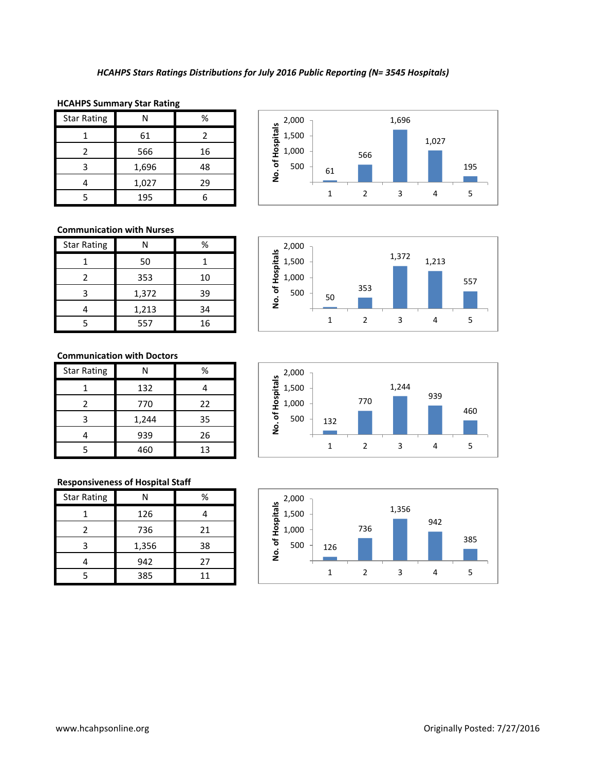*HCAHPS Stars Ratings Distributions for July 2016 Public Reporting (N= 3545 Hospitals)*

**HCAHPS Summary Star Rating**

| Star Rating | N | % |
|---|---|---|
| 1 | 61 | 2 |
| 2 | 566 | 16 |
| 3 | 1,696 | 48 |
| 4 | 1,027 | 29 |
| 5 | 195 | 6 |

**Communication with Nurses**

| Star Rating | N | % |
|---|---|---|
| 1 | 50 | 1 |
| 2 | 353 | 10 |
| 3 | 1,372 | 39 |
| 4 | 1,213 | 34 |
| 5 | 557 | 16 |

**Communication with Doctors**

| Star Rating | N | % |
|---|---|---|
| 1 | 132 | 4 |
| 2 | 770 | 22 |
| 3 | 1,244 | 35 |
| 4 | 939 | 26 |
| 5 | 460 | 13 |

**Responsiveness of Hospital Staff**

| Star Rating | N | % |
|---|---|---|
| 1 | 126 | 4 |
| 2 | 736 | 21 |
| 3 | 1,356 | 38 |
| 4 | 942 | 27 |
| 5 | 385 | 11 |

www.hcahpsonline.org

Originally Posted: 7/27/2016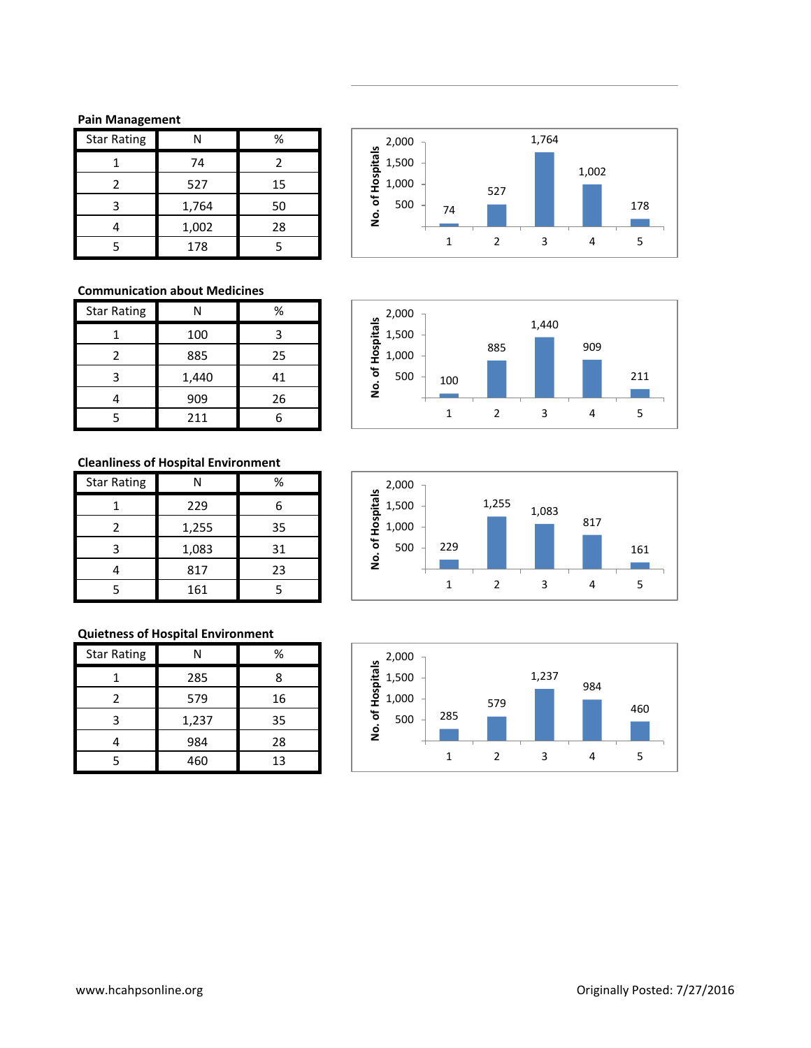**Pain Management**

| Star Rating | N | % |
|---|---|---|
| 1 | 74 | 2 |
| 2 | 527 | 15 |
| 3 | 1,764 | 50 |
| 4 | 1,002 | 28 |
| 5 | 178 | 5 |

**Communication about Medicines**

| Star Rating | N | % |
|---|---|---|
| 1 | 100 | 3 |
| 2 | 885 | 25 |
| 3 | 1,440 | 41 |
| 4 | 909 | 26 |
| 5 | 211 | 6 |

**Cleanliness of Hospital Environment**

| Star Rating | N | % |
|---|---|---|
| 1 | 229 | 6 |
| 2 | 1,255 | 35 |
| 3 | 1,083 | 31 |
| 4 | 817 | 23 |
| 5 | 161 | 5 |

**Quietness of Hospital Environment**

| Star Rating | N | % |
|---|---|---|
| 1 | 285 | 8 |
| 2 | 579 | 16 |
| 3 | 1,237 | 35 |
| 4 | 984 | 28 |
| 5 | 460 | 13 |

www.hcahpsonline.org

Originally Posted: 7/27/2016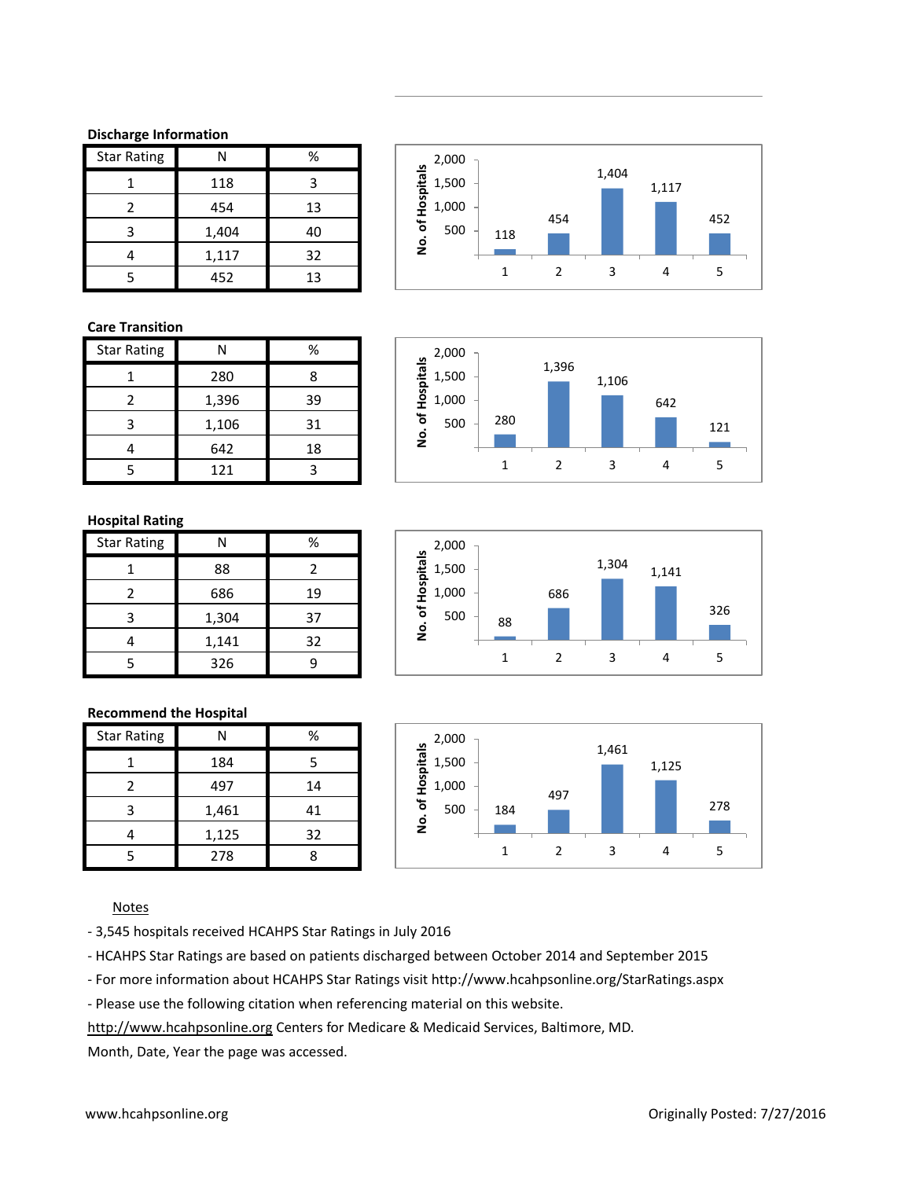**Discharge Information**

| Star Rating | N | % |
| --- | --- | --- |
| 1 | 118 | 3 |
| 2 | 454 | 13 |
| 3 | 1,404 | 40 |
| 4 | 1,117 | 32 |
| 5 | 452 | 13 |

No. of Hospitals
2,000
1,500
1,000
500
118
454
1,404
1,117
452
1 2 3 4 5

**Care Transition**

| Star Rating | N | % |
| --- | --- | --- |
| 1 | 280 | 8 |
| 2 | 1,396 | 39 |
| 3 | 1,106 | 31 |
| 4 | 642 | 18 |
| 5 | 121 | 3 |

No. of Hospitals
2,000
1,500
1,000
500
280
1,396
1,106
642
121
1 2 3 4 5

**Hospital Rating**

| Star Rating | N | % |
| --- | --- | --- |
| 1 | 88 | 2 |
| 2 | 686 | 19 |
| 3 | 1,304 | 37 |
| 4 | 1,141 | 32 |
| 5 | 326 | 9 |

No. of Hospitals
2,000
1,500
1,000
500
88
686
1,304
1,141
326
1 2 3 4 5

**Recommend the Hospital**

| Star Rating | N | % |
| --- | --- | --- |
| 1 | 184 | 5 |
| 2 | 497 | 14 |
| 3 | 1,461 | 41 |
| 4 | 1,125 | 32 |
| 5 | 278 | 8 |

No. of Hospitals
2,000
1,500
1,000
500
184
497
1,461
1,125
278
1 2 3 4 5

Notes

- 3,545 hospitals received HCAHPS Star Ratings in July 2016
- HCAHPS Star Ratings are based on patients discharged between October 2014 and September 2015
- For more information about HCAHPS Star Ratings visit http://www.hcahpsonline.org/StarRatings.aspx
- Please use the following citation when referencing material on this website.

http://www.hcahpsonline.org Centers for Medicare & Medicaid Services, Baltimore, MD.
Month, Date, Year the page was accessed.

www.hcahpsonline.org Originally Posted: 7/27/2016